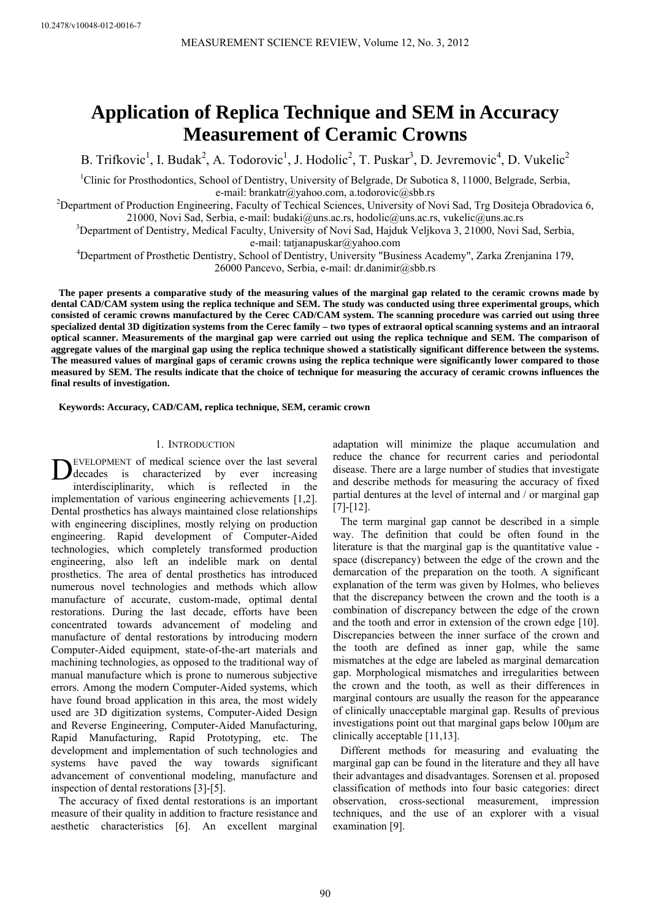10.2478/v10048-012-0016-7

# Application of Replica Technique and SEM in Accuracy Measurement of Ceramic Crowns

B. Trifkovic[1], I. Budak[2], A. Todorovic[1], J. Hodolic[2], T. Puskar[3], D. Jevremovic[4], D. Vukelic[2]

[1]Clinic for Prosthodontics, School of Dentistry, University of Belgrade, Dr Subotica 8, 11000, Belgrade, Serbia, e-mail: brankatr@yahoo.com, a.todorovic@sbb.rs

[2]Department of Production Engineering, Faculty of Techical Sciences, University of Novi Sad, Trg Dositeja Obradovica 6, 21000, Novi Sad, Serbia, e-mail: budaki@uns.ac.rs, hodolic@uns.ac.rs, vukelic@uns.ac.rs

[3]Department of Dentistry, Medical Faculty, University of Novi Sad, Hajduk Veljkova 3, 21000, Novi Sad, Serbia, e-mail: tatjanapuskar@yahoo.com

[4]Department of Prosthetic Dentistry, School of Dentistry, University "Business Academy", Zarka Zrenjanina 179, 26000 Pancevo, Serbia, e-mail: dr.danimir@sbb.rs

**The paper presents a comparative study of the measuring values of the marginal gap related to the ceramic crowns made by dental CAD/CAM system using the replica technique and SEM. The study was conducted using three experimental groups, which consisted of ceramic crowns manufactured by the Cerec CAD/CAM system. The scanning procedure was carried out using three specialized dental 3D digitization systems from the Cerec family – two types of extraoral optical scanning systems and an intraoral optical scanner. Measurements of the marginal gap were carried out using the replica technique and SEM. The comparison of aggregate values of the marginal gap using the replica technique showed a statistically significant difference between the systems. The measured values of marginal gaps of ceramic crowns using the replica technique were significantly lower compared to those measured by SEM. The results indicate that the choice of technique for measuring the accuracy of ceramic crowns influences the final results of investigation.**

**Keywords: Accuracy, CAD/CAM, replica technique, SEM, ceramic crown**

## 1. Introduction

Development of medical science over the last several decades is characterized by ever increasing interdisciplinarity, which is reflected in the implementation of various engineering achievements [1,2]. Dental prosthetics has always maintained close relationships with engineering disciplines, mostly relying on production engineering. Rapid development of Computer-Aided technologies, which completely transformed production engineering, also left an indelible mark on dental prosthetics. The area of dental prosthetics has introduced numerous novel technologies and methods which allow manufacture of accurate, custom-made, optimal dental restorations. During the last decade, efforts have been concentrated towards advancement of modeling and manufacture of dental restorations by introducing modern Computer-Aided equipment, state-of-the-art materials and machining technologies, as opposed to the traditional way of manual manufacture which is prone to numerous subjective errors. Among the modern Computer-Aided systems, which have found broad application in this area, the most widely used are 3D digitization systems, Computer-Aided Design and Reverse Engineering, Computer-Aided Manufacturing, Rapid Manufacturing, Rapid Prototyping, etc. The development and implementation of such technologies and systems have paved the way towards significant advancement of conventional modeling, manufacture and inspection of dental restorations [3]-[5].

The accuracy of fixed dental restorations is an important measure of their quality in addition to fracture resistance and aesthetic characteristics [6]. An excellent marginal adaptation will minimize the plaque accumulation and reduce the chance for recurrent caries and periodontal disease. There are a large number of studies that investigate and describe methods for measuring the accuracy of fixed partial dentures at the level of internal and / or marginal gap [7]-[12].

The term marginal gap cannot be described in a simple way. The definition that could be often found in the literature is that the marginal gap is the quantitative value - space (discrepancy) between the edge of the crown and the demarcation of the preparation on the tooth. A significant explanation of the term was given by Holmes, who believes that the discrepancy between the crown and the tooth is a combination of discrepancy between the edge of the crown and the tooth and error in extension of the crown edge [10]. Discrepancies between the inner surface of the crown and the tooth are defined as inner gap, while the same mismatches at the edge are labeled as marginal demarcation gap. Morphological mismatches and irregularities between the crown and the tooth, as well as their differences in marginal contours are usually the reason for the appearance of clinically unacceptable marginal gap. Results of previous investigations point out that marginal gaps below 100μm are clinically acceptable [11,13].

Different methods for measuring and evaluating the marginal gap can be found in the literature and they all have their advantages and disadvantages. Sorensen et al. proposed classification of methods into four basic categories: direct observation, cross-sectional measurement, impression techniques, and the use of an explorer with a visual examination [9].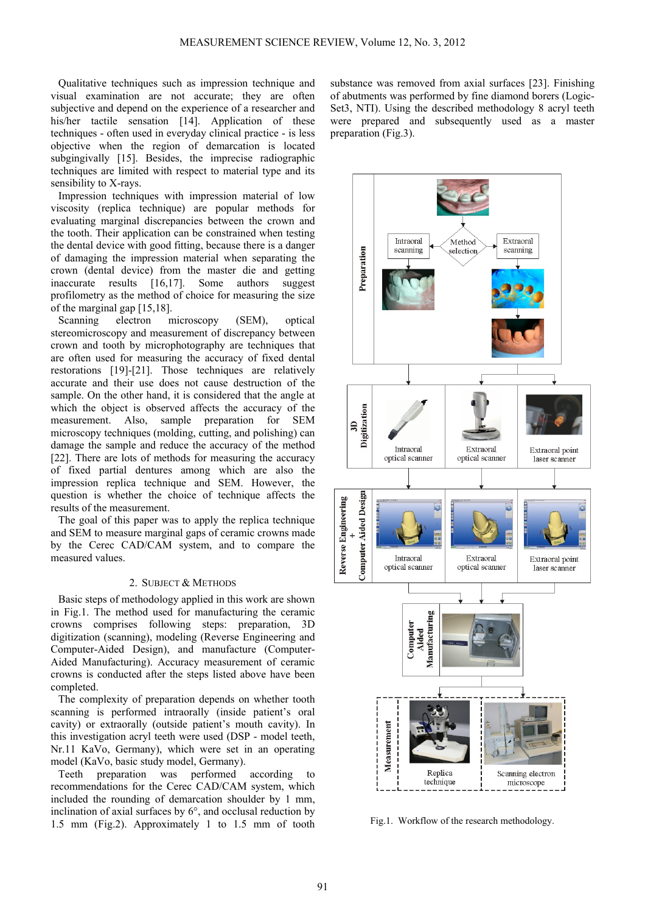Qualitative techniques such as impression technique and visual examination are not accurate; they are often subjective and depend on the experience of a researcher and his/her tactile sensation [14]. Application of these techniques - often used in everyday clinical practice - is less objective when the region of demarcation is located subgingivally [15]. Besides, the imprecise radiographic techniques are limited with respect to material type and its sensibility to X-rays.

Impression techniques with impression material of low viscosity (replica technique) are popular methods for evaluating marginal discrepancies between the crown and the tooth. Their application can be constrained when testing the dental device with good fitting, because there is a danger of damaging the impression material when separating the crown (dental device) from the master die and getting inaccurate results [16,17]. Some authors suggest profilometry as the method of choice for measuring the size of the marginal gap [15,18].

Scanning electron microscopy (SEM), optical stereomicroscopy and measurement of discrepancy between crown and tooth by microphotography are techniques that are often used for measuring the accuracy of fixed dental restorations [19]-[21]. Those techniques are relatively accurate and their use does not cause destruction of the sample. On the other hand, it is considered that the angle at which the object is observed affects the accuracy of the measurement. Also, sample preparation for SEM microscopy techniques (molding, cutting, and polishing) can damage the sample and reduce the accuracy of the method [22]. There are lots of methods for measuring the accuracy of fixed partial dentures among which are also the impression replica technique and SEM. However, the question is whether the choice of technique affects the results of the measurement.

The goal of this paper was to apply the replica technique and SEM to measure marginal gaps of ceramic crowns made by the Cerec CAD/CAM system, and to compare the measured values.

## 2. Subject & Methods

Basic steps of methodology applied in this work are shown in Fig.1. The method used for manufacturing the ceramic crowns comprises following steps: preparation, 3D digitization (scanning), modeling (Reverse Engineering and Computer-Aided Design), and manufacture (Computer-Aided Manufacturing). Accuracy measurement of ceramic crowns is conducted after the steps listed above have been completed.

The complexity of preparation depends on whether tooth scanning is performed intraorally (inside patient's oral cavity) or extraorally (outside patient's mouth cavity). In this investigation acryl teeth were used (DSP - model teeth, Nr.11 KaVo, Germany), which were set in an operating model (KaVo, basic study model, Germany).

Teeth preparation was performed according to recommendations for the Cerec CAD/CAM system, which included the rounding of demarcation shoulder by 1 mm, inclination of axial surfaces by 6°, and occlusal reduction by 1.5 mm (Fig.2). Approximately 1 to 1.5 mm of tooth substance was removed from axial surfaces [23]. Finishing of abutments was performed by fine diamond borers (Logic-Set3, NTI). Using the described methodology 8 acryl teeth were prepared and subsequently used as a master preparation (Fig.3).

Fig.1. Workflow of the research methodology.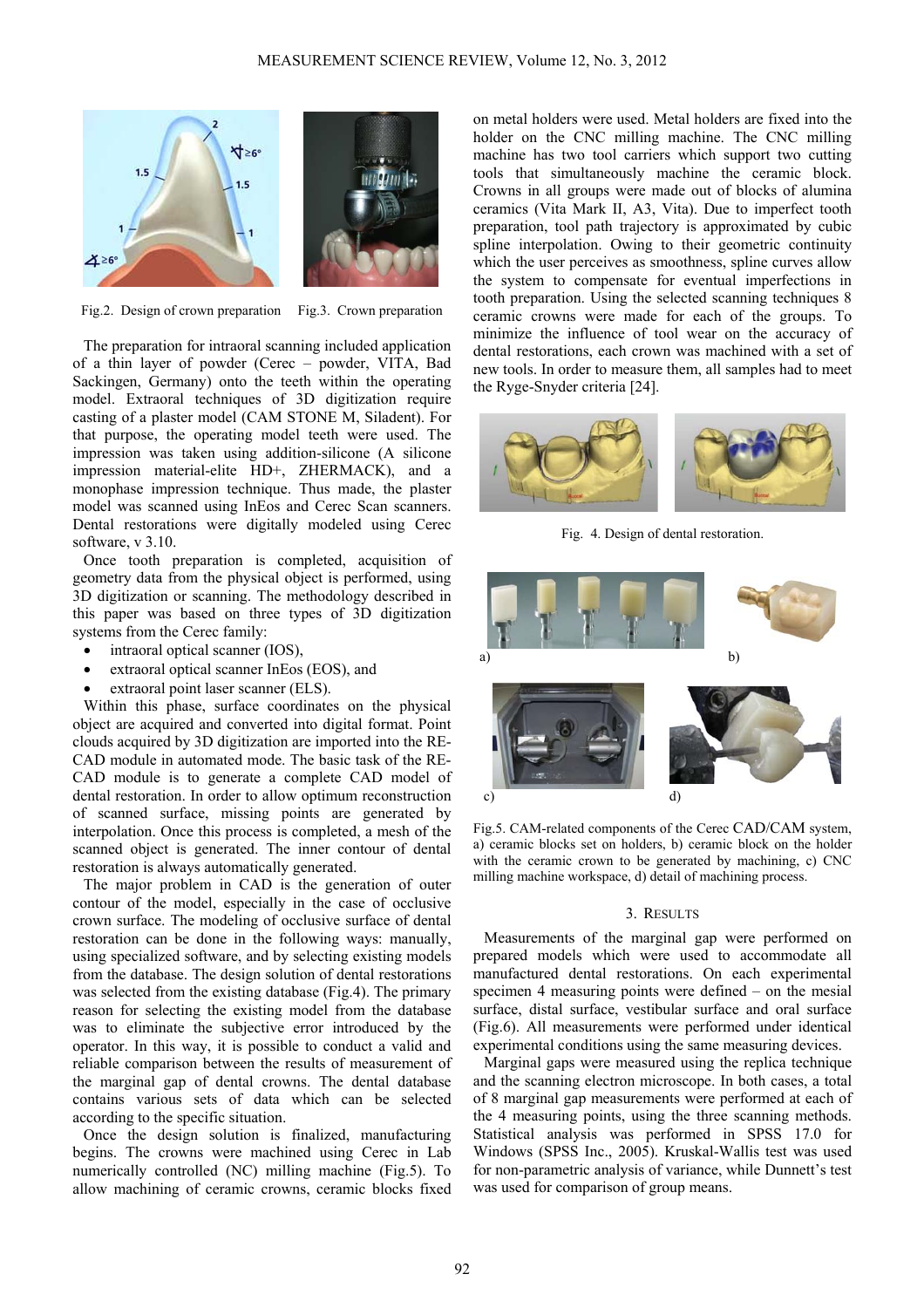Fig.2. Design of crown preparation Fig.3. Crown preparation

The preparation for intraoral scanning included application of a thin layer of powder (Cerec – powder, VITA, Bad Sackingen, Germany) onto the teeth within the operating model. Extraoral techniques of 3D digitization require casting of a plaster model (CAM STONE M, Siladent). For that purpose, the operating model teeth were used. The impression was taken using addition-silicone (A silicone impression material-elite HD+, ZHERMACK), and a monophase impression technique. Thus made, the plaster model was scanned using InEos and Cerec Scan scanners. Dental restorations were digitally modeled using Cerec software, v 3.10.

Once tooth preparation is completed, acquisition of geometry data from the physical object is performed, using 3D digitization or scanning. The methodology described in this paper was based on three types of 3D digitization systems from the Cerec family:

- intraoral optical scanner (IOS),
- extraoral optical scanner InEos (EOS), and
- extraoral point laser scanner (ELS).

Within this phase, surface coordinates on the physical object are acquired and converted into digital format. Point clouds acquired by 3D digitization are imported into the RE-CAD module in automated mode. The basic task of the RE-CAD module is to generate a complete CAD model of dental restoration. In order to allow optimum reconstruction of scanned surface, missing points are generated by interpolation. Once this process is completed, a mesh of the scanned object is generated. The inner contour of dental restoration is always automatically generated.

The major problem in CAD is the generation of outer contour of the model, especially in the case of occlusive crown surface. The modeling of occlusive surface of dental restoration can be done in the following ways: manually, using specialized software, and by selecting existing models from the database. The design solution of dental restorations was selected from the existing database (Fig.4). The primary reason for selecting the existing model from the database was to eliminate the subjective error introduced by the operator. In this way, it is possible to conduct a valid and reliable comparison between the results of measurement of the marginal gap of dental crowns. The dental database contains various sets of data which can be selected according to the specific situation.

Once the design solution is finalized, manufacturing begins. The crowns were machined using Cerec in Lab numerically controlled (NC) milling machine (Fig.5). To allow machining of ceramic crowns, ceramic blocks fixed on metal holders were used. Metal holders are fixed into the holder on the CNC milling machine. The CNC milling machine has two tool carriers which support two cutting tools that simultaneously machine the ceramic block. Crowns in all groups were made out of blocks of alumina ceramics (Vita Mark II, A3, Vita). Due to imperfect tooth preparation, tool path trajectory is approximated by cubic spline interpolation. Owing to their geometric continuity which the user perceives as smoothness, spline curves allow the system to compensate for eventual imperfections in tooth preparation. Using the selected scanning techniques 8 ceramic crowns were made for each of the groups. To minimize the influence of tool wear on the accuracy of dental restorations, each crown was machined with a set of new tools. In order to measure them, all samples had to meet the Ryge-Snyder criteria [24].

Fig. 4. Design of dental restoration.

Fig.5. CAM-related components of the Cerec CAD/CAM system, a) ceramic blocks set on holders, b) ceramic block on the holder with the ceramic crown to be generated by machining, c) CNC milling machine workspace, d) detail of machining process.

## 3. RESULTS

Measurements of the marginal gap were performed on prepared models which were used to accommodate all manufactured dental restorations. On each experimental specimen 4 measuring points were defined – on the mesial surface, distal surface, vestibular surface and oral surface (Fig.6). All measurements were performed under identical experimental conditions using the same measuring devices.

Marginal gaps were measured using the replica technique and the scanning electron microscope. In both cases, a total of 8 marginal gap measurements were performed at each of the 4 measuring points, using the three scanning methods. Statistical analysis was performed in SPSS 17.0 for Windows (SPSS Inc., 2005). Kruskal-Wallis test was used for non-parametric analysis of variance, while Dunnett's test was used for comparison of group means.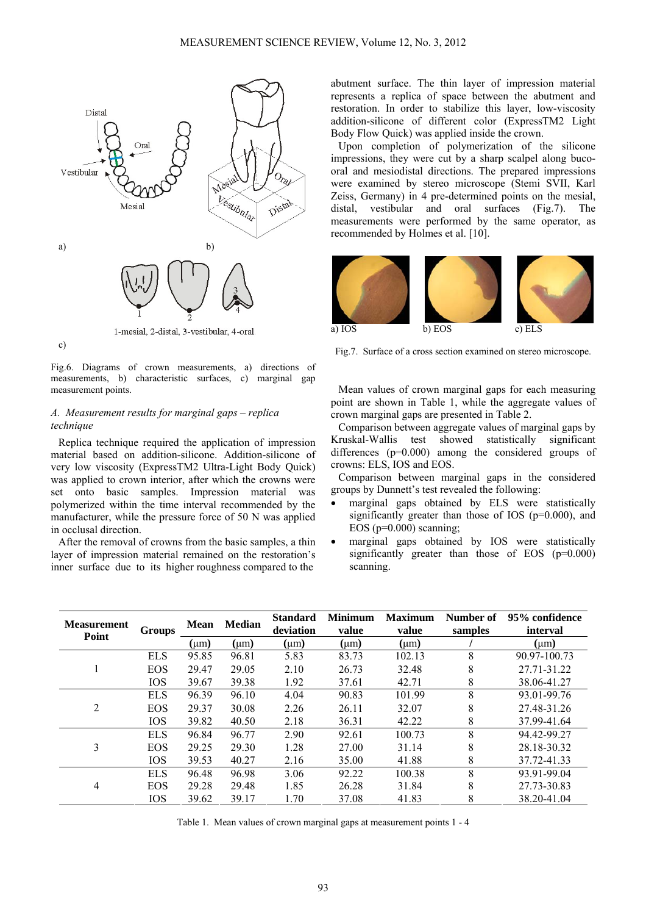Fig.6. Diagrams of crown measurements, a) directions of measurements, b) characteristic surfaces, c) marginal gap measurement points.

### A. Measurement results for marginal gaps – replica technique

Replica technique required the application of impression material based on addition-silicone. Addition-silicone of very low viscosity (ExpressTM2 Ultra-Light Body Quick) was applied to crown interior, after which the crowns were set onto basic samples. Impression material was polymerized within the time interval recommended by the manufacturer, while the pressure force of 50 N was applied in occlusal direction.

After the removal of crowns from the basic samples, a thin layer of impression material remained on the restoration's inner surface due to its higher roughness compared to the abutment surface. The thin layer of impression material represents a replica of space between the abutment and restoration. In order to stabilize this layer, low-viscosity addition-silicone of different color (ExpressTM2 Light Body Flow Quick) was applied inside the crown.

Upon completion of polymerization of the silicone impressions, they were cut by a sharp scalpel along buco-oral and mesiodistal directions. The prepared impressions were examined by stereo microscope (Stemi SVII, Karl Zeiss, Germany) in 4 pre-determined points on the mesial, distal, vestibular and oral surfaces (Fig.7). The measurements were performed by the same operator, as recommended by Holmes et al. [10].

a) IOS b) EOS c) ELS

Fig.7. Surface of a cross section examined on stereo microscope.

Mean values of crown marginal gaps for each measuring point are shown in Table 1, while the aggregate values of crown marginal gaps are presented in Table 2.

Comparison between aggregate values of marginal gaps by Kruskal-Wallis test showed statistically significant differences ($p=0.000$) among the considered groups of crowns: ELS, IOS and EOS.

Comparison between marginal gaps in the considered groups by Dunnett's test revealed the following:

- marginal gaps obtained by ELS were statistically significantly greater than those of IOS ($p=0.000$), and EOS ($p=0.000$) scanning;
- marginal gaps obtained by IOS were statistically significantly greater than those of EOS ($p=0.000$) scanning.

| Measurement Point | Groups | Mean | Median | Standard deviation | Minimum value | Maximum value | Number of samples | 95% confidence interval |
|---|---|---|---|---|---|---|---|---|
| | | (μm) | (μm) | (μm) | (μm) | (μm) | / | (μm) |
| 1 | ELS | 95.85 | 96.81 | 5.83 | 83.73 | 102.13 | 8 | 90.97-100.73 |
| | EOS | 29.47 | 29.05 | 2.10 | 26.73 | 32.48 | 8 | 27.71-31.22 |
| | IOS | 39.67 | 39.38 | 1.92 | 37.61 | 42.71 | 8 | 38.06-41.27 |
| 2 | ELS | 96.39 | 96.10 | 4.04 | 90.83 | 101.99 | 8 | 93.01-99.76 |
| | EOS | 29.37 | 30.08 | 2.26 | 26.11 | 32.07 | 8 | 27.48-31.26 |
| | IOS | 39.82 | 40.50 | 2.18 | 36.31 | 42.22 | 8 | 37.99-41.64 |
| 3 | ELS | 96.84 | 96.77 | 2.90 | 92.61 | 100.73 | 8 | 94.42-99.27 |
| | EOS | 29.25 | 29.30 | 1.28 | 27.00 | 31.14 | 8 | 28.18-30.32 |
| | IOS | 39.53 | 40.27 | 2.16 | 35.00 | 41.88 | 8 | 37.72-41.33 |
| 4 | ELS | 96.48 | 96.98 | 3.06 | 92.22 | 100.38 | 8 | 93.91-99.04 |
| | EOS | 29.28 | 29.48 | 1.85 | 26.28 | 31.84 | 8 | 27.73-30.83 |
| | IOS | 39.62 | 39.17 | 1.70 | 37.08 | 41.83 | 8 | 38.20-41.04 |

Table 1. Mean values of crown marginal gaps at measurement points 1 - 4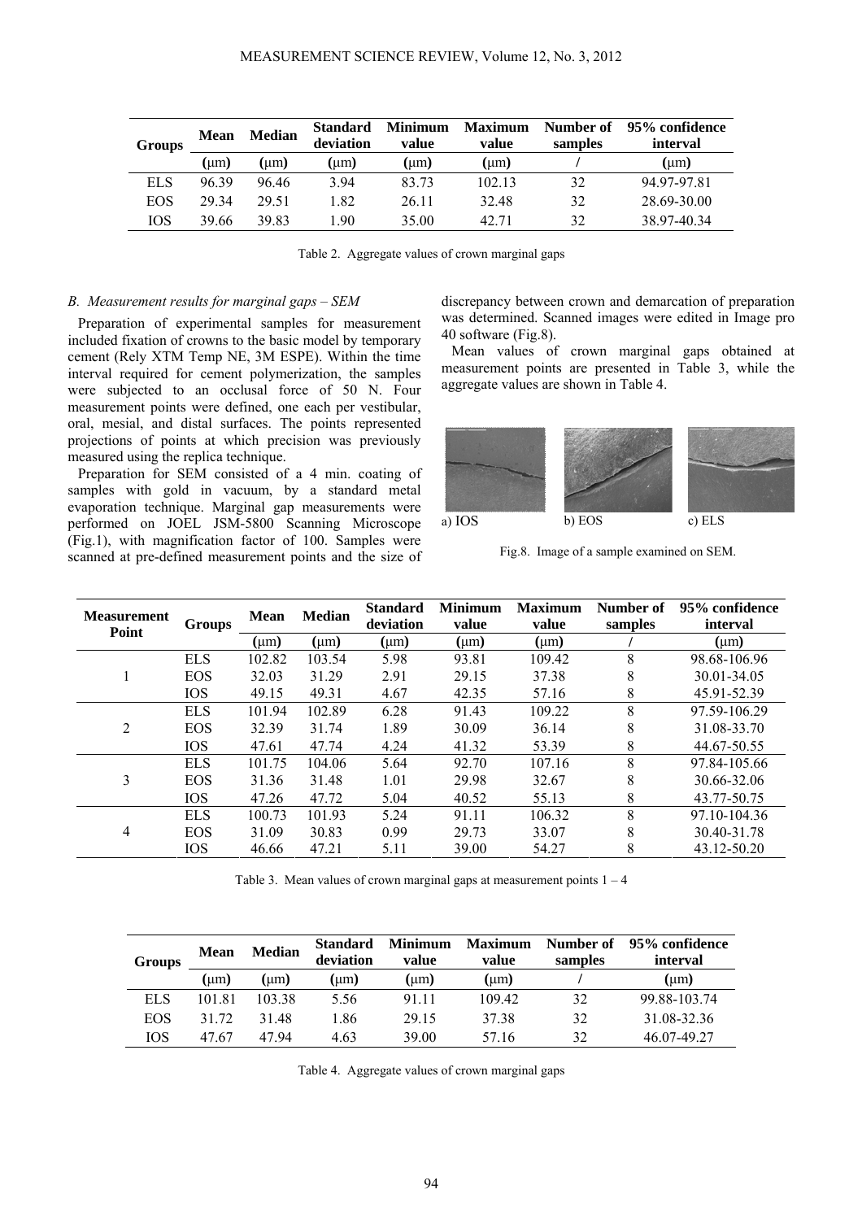| Groups | Mean | Median | Standard deviation | Minimum value | Maximum value | Number of samples | 95% confidence interval |
|---|---|---|---|---|---|---|---|
| | (μm) | (μm) | (μm) | (μm) | (μm) | / | (μm) |
| ELS | 96.39 | 96.46 | 3.94 | 83.73 | 102.13 | 32 | 94.97-97.81 |
| EOS | 29.34 | 29.51 | 1.82 | 26.11 | 32.48 | 32 | 28.69-30.00 |
| IOS | 39.66 | 39.83 | 1.90 | 35.00 | 42.71 | 32 | 38.97-40.34 |

Table 2. Aggregate values of crown marginal gaps

### *B. Measurement results for marginal gaps – SEM*

Preparation of experimental samples for measurement included fixation of crowns to the basic model by temporary cement (Rely XTM Temp NE, 3M ESPE). Within the time interval required for cement polymerization, the samples were subjected to an occlusal force of 50 N. Four measurement points were defined, one each per vestibular, oral, mesial, and distal surfaces. The points represented projections of points at which precision was previously measured using the replica technique.

Preparation for SEM consisted of a 4 min. coating of samples with gold in vacuum, by a standard metal evaporation technique. Marginal gap measurements were performed on JOEL JSM-5800 Scanning Microscope (Fig.1), with magnification factor of 100. Samples were scanned at pre-defined measurement points and the size of discrepancy between crown and demarcation of preparation was determined. Scanned images were edited in Image pro 40 software (Fig.8).

Mean values of crown marginal gaps obtained at measurement points are presented in Table 3, while the aggregate values are shown in Table 4.

a) IOS b) EOS c) ELS

Fig.8. Image of a sample examined on SEM.

| Measurement Point | Groups | Mean | Median | Standard deviation | Minimum value | Maximum value | Number of samples | 95% confidence interval |
|---|---|---|---|---|---|---|---|---|
| | | (μm) | (μm) | (μm) | (μm) | (μm) | / | (μm) |
| 1 | ELS | 102.82 | 103.54 | 5.98 | 93.81 | 109.42 | 8 | 98.68-106.96 |
| | EOS | 32.03 | 31.29 | 2.91 | 29.15 | 37.38 | 8 | 30.01-34.05 |
| | IOS | 49.15 | 49.31 | 4.67 | 42.35 | 57.16 | 8 | 45.91-52.39 |
| 2 | ELS | 101.94 | 102.89 | 6.28 | 91.43 | 109.22 | 8 | 97.59-106.29 |
| | EOS | 32.39 | 31.74 | 1.89 | 30.09 | 36.14 | 8 | 31.08-33.70 |
| | IOS | 47.61 | 47.74 | 4.24 | 41.32 | 53.39 | 8 | 44.67-50.55 |
| 3 | ELS | 101.75 | 104.06 | 5.64 | 92.70 | 107.16 | 8 | 97.84-105.66 |
| | EOS | 31.36 | 31.48 | 1.01 | 29.98 | 32.67 | 8 | 30.66-32.06 |
| | IOS | 47.26 | 47.72 | 5.04 | 40.52 | 55.13 | 8 | 43.77-50.75 |
| 4 | ELS | 100.73 | 101.93 | 5.24 | 91.11 | 106.32 | 8 | 97.10-104.36 |
| | EOS | 31.09 | 30.83 | 0.99 | 29.73 | 33.07 | 8 | 30.40-31.78 |
| | IOS | 46.66 | 47.21 | 5.11 | 39.00 | 54.27 | 8 | 43.12-50.20 |

Table 3. Mean values of crown marginal gaps at measurement points 1 – 4

| Groups | Mean | Median | Standard deviation | Minimum value | Maximum value | Number of samples | 95% confidence interval |
|---|---|---|---|---|---|---|---|
| | (μm) | (μm) | (μm) | (μm) | (μm) | / | (μm) |
| ELS | 101.81 | 103.38 | 5.56 | 91.11 | 109.42 | 32 | 99.88-103.74 |
| EOS | 31.72 | 31.48 | 1.86 | 29.15 | 37.38 | 32 | 31.08-32.36 |
| IOS | 47.67 | 47.94 | 4.63 | 39.00 | 57.16 | 32 | 46.07-49.27 |

Table 4. Aggregate values of crown marginal gaps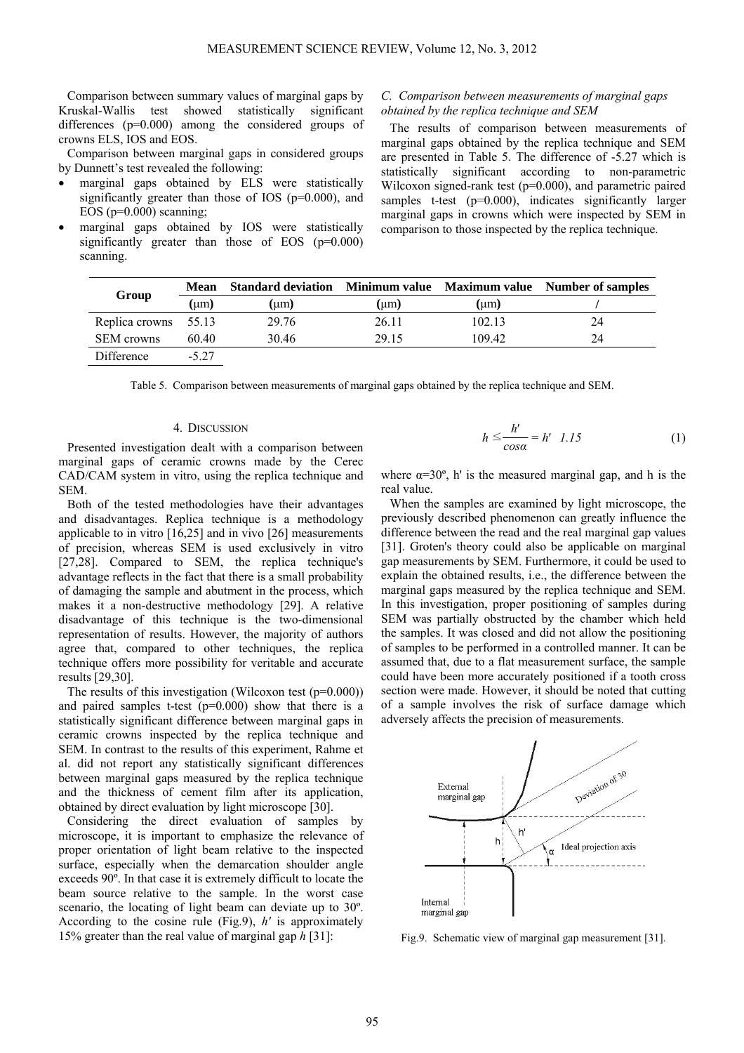Comparison between summary values of marginal gaps by Kruskal-Wallis test showed statistically significant differences (p=0.000) among the considered groups of crowns ELS, IOS and EOS.

Comparison between marginal gaps in considered groups by Dunnett's test revealed the following:

- marginal gaps obtained by ELS were statistically significantly greater than those of IOS (p=0.000), and EOS (p=0.000) scanning;
- marginal gaps obtained by IOS were statistically significantly greater than those of EOS (p=0.000) scanning.

### *C. Comparison between measurements of marginal gaps obtained by the replica technique and SEM*

The results of comparison between measurements of marginal gaps obtained by the replica technique and SEM are presented in Table 5. The difference of -5.27 which is statistically significant according to non-parametric Wilcoxon signed-rank test (p=0.000), and parametric paired samples t-test (p=0.000), indicates significantly larger marginal gaps in crowns which were inspected by SEM in comparison to those inspected by the replica technique.

| Group | Mean (μm) | Standard deviation (μm) | Minimum value (μm) | Maximum value (μm) | Number of samples / |
|---|---|---|---|---|---|
| Replica crowns | 55.13 | 29.76 | 26.11 | 102.13 | 24 |
| SEM crowns | 60.40 | 30.46 | 29.15 | 109.42 | 24 |
| Difference | -5.27 | | | | |

Table 5. Comparison between measurements of marginal gaps obtained by the replica technique and SEM.

## 4. Discussion

Presented investigation dealt with a comparison between marginal gaps of ceramic crowns made by the Cerec CAD/CAM system in vitro, using the replica technique and SEM.

Both of the tested methodologies have their advantages and disadvantages. Replica technique is a methodology applicable to in vitro [16,25] and in vivo [26] measurements of precision, whereas SEM is used exclusively in vitro [27,28]. Compared to SEM, the replica technique's advantage reflects in the fact that there is a small probability of damaging the sample and abutment in the process, which makes it a non-destructive methodology [29]. A relative disadvantage of this technique is the two-dimensional representation of results. However, the majority of authors agree that, compared to other techniques, the replica technique offers more possibility for veritable and accurate results [29,30].

The results of this investigation (Wilcoxon test (p=0.000)) and paired samples t-test (p=0.000) show that there is a statistically significant difference between marginal gaps in ceramic crowns inspected by the replica technique and SEM. In contrast to the results of this experiment, Rahme et al. did not report any statistically significant differences between marginal gaps measured by the replica technique and the thickness of cement film after its application, obtained by direct evaluation by light microscope [30].

Considering the direct evaluation of samples by microscope, it is important to emphasize the relevance of proper orientation of light beam relative to the inspected surface, especially when the demarcation shoulder angle exceeds 90º. In that case it is extremely difficult to locate the beam source relative to the sample. In the worst case scenario, the locating of light beam can deviate up to 30º. According to the cosine rule (Fig.9), $h'$ is approximately 15% greater than the real value of marginal gap $h$ [31]:

$$h \leq \frac{h'}{cos\alpha} = h' \;\; 1.15 \qquad (1)$$

where $\alpha$=30º, h' is the measured marginal gap, and h is the real value.

When the samples are examined by light microscope, the previously described phenomenon can greatly influence the difference between the read and the real marginal gap values [31]. Groten's theory could also be applicable on marginal gap measurements by SEM. Furthermore, it could be used to explain the obtained results, i.e., the difference between the marginal gaps measured by the replica technique and SEM. In this investigation, proper positioning of samples during SEM was partially obstructed by the chamber which held the samples. It was closed and did not allow the positioning of samples to be performed in a controlled manner. It can be assumed that, due to a flat measurement surface, the sample could have been more accurately positioned if a tooth cross section were made. However, it should be noted that cutting of a sample involves the risk of surface damage which adversely affects the precision of measurements.

Fig.9. Schematic view of marginal gap measurement [31].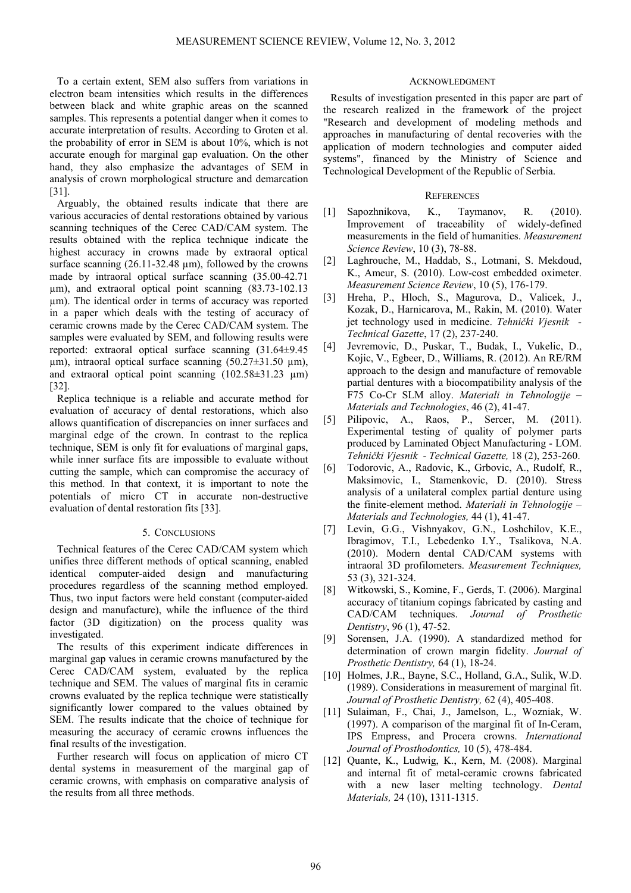To a certain extent, SEM also suffers from variations in electron beam intensities which results in the differences between black and white graphic areas on the scanned samples. This represents a potential danger when it comes to accurate interpretation of results. According to Groten et al. the probability of error in SEM is about 10%, which is not accurate enough for marginal gap evaluation. On the other hand, they also emphasize the advantages of SEM in analysis of crown morphological structure and demarcation [31].

Arguably, the obtained results indicate that there are various accuracies of dental restorations obtained by various scanning techniques of the Cerec CAD/CAM system. The results obtained with the replica technique indicate the highest accuracy in crowns made by extraoral optical surface scanning (26.11-32.48 µm), followed by the crowns made by intraoral optical surface scanning (35.00-42.71 µm), and extraoral optical point scanning (83.73-102.13 µm). The identical order in terms of accuracy was reported in a paper which deals with the testing of accuracy of ceramic crowns made by the Cerec CAD/CAM system. The samples were evaluated by SEM, and following results were reported: extraoral optical surface scanning (31.64±9.45 µm), intraoral optical surface scanning (50.27±31.50 µm), and extraoral optical point scanning (102.58±31.23 µm) [32].

Replica technique is a reliable and accurate method for evaluation of accuracy of dental restorations, which also allows quantification of discrepancies on inner surfaces and marginal edge of the crown. In contrast to the replica technique, SEM is only fit for evaluations of marginal gaps, while inner surface fits are impossible to evaluate without cutting the sample, which can compromise the accuracy of this method. In that context, it is important to note the potentials of micro CT in accurate non-destructive evaluation of dental restoration fits [33].

## 5. Conclusions

Technical features of the Cerec CAD/CAM system which unifies three different methods of optical scanning, enabled identical computer-aided design and manufacturing procedures regardless of the scanning method employed. Thus, two input factors were held constant (computer-aided design and manufacture), while the influence of the third factor (3D digitization) on the process quality was investigated.

The results of this experiment indicate differences in marginal gap values in ceramic crowns manufactured by the Cerec CAD/CAM system, evaluated by the replica technique and SEM. The values of marginal fits in ceramic crowns evaluated by the replica technique were statistically significantly lower compared to the values obtained by SEM. The results indicate that the choice of technique for measuring the accuracy of ceramic crowns influences the final results of the investigation.

Further research will focus on application of micro CT dental systems in measurement of the marginal gap of ceramic crowns, with emphasis on comparative analysis of the results from all three methods.

## Acknowledgment

Results of investigation presented in this paper are part of the research realized in the framework of the project "Research and development of modeling methods and approaches in manufacturing of dental recoveries with the application of modern technologies and computer aided systems", financed by the Ministry of Science and Technological Development of the Republic of Serbia.

## References

[1] Sapozhnikova, K., Taymanov, R. (2010). Improvement of traceability of widely-defined measurements in the field of humanities. *Measurement Science Review*, 10 (3), 78-88.

[2] Laghrouche, M., Haddab, S., Lotmani, S. Mekdoud, K., Ameur, S. (2010). Low-cost embedded oximeter. *Measurement Science Review*, 10 (5), 176-179.

[3] Hreha, P., Hloch, S., Magurova, D., Valicek, J., Kozak, D., Harnicarova, M., Rakin, M. (2010). Water jet technology used in medicine. *Tehnički Vjesnik - Technical Gazette*, 17 (2), 237-240.

[4] Jevremovic, D., Puskar, T., Budak, I., Vukelic, D., Kojic, V., Egbeer, D., Williams, R. (2012). An RE/RM approach to the design and manufacture of removable partial dentures with a biocompatibility analysis of the F75 Co-Cr SLM alloy. *Materiali in Tehnologije – Materials and Technologies*, 46 (2), 41-47.

[5] Pilipovic, A., Raos, P., Sercer, M. (2011). Experimental testing of quality of polymer parts produced by Laminated Object Manufacturing - LOM. *Tehnički Vjesnik - Technical Gazette,* 18 (2), 253-260.

[6] Todorovic, A., Radovic, K., Grbovic, A., Rudolf, R., Maksimovic, I., Stamenkovic, D. (2010). Stress analysis of a unilateral complex partial denture using the finite-element method. *Materiali in Tehnologije – Materials and Technologies,* 44 (1), 41-47.

[7] Levin, G.G., Vishnyakov, G.N., Loshchilov, K.E., Ibragimov, T.I., Lebedenko I.Y., Tsalikova, N.A. (2010). Modern dental CAD/CAM systems with intraoral 3D profilometers. *Measurement Techniques,* 53 (3), 321-324.

[8] Witkowski, S., Komine, F., Gerds, T. (2006). Marginal accuracy of titanium copings fabricated by casting and CAD/CAM techniques. *Journal of Prosthetic Dentistry*, 96 (1), 47-52.

[9] Sorensen, J.A. (1990). A standardized method for determination of crown margin fidelity. *Journal of Prosthetic Dentistry,* 64 (1), 18-24.

[10] Holmes, J.R., Bayne, S.C., Holland, G.A., Sulik, W.D. (1989). Considerations in measurement of marginal fit. *Journal of Prosthetic Dentistry,* 62 (4), 405-408.

[11] Sulaiman, F., Chai, J., Jamelson, L., Wozniak, W. (1997). A comparison of the marginal fit of In-Ceram, IPS Empress, and Procera crowns. *International Journal of Prosthodontics,* 10 (5), 478-484.

[12] Quante, K., Ludwig, K., Kern, M. (2008). Marginal and internal fit of metal-ceramic crowns fabricated with a new laser melting technology. *Dental Materials,* 24 (10), 1311-1315.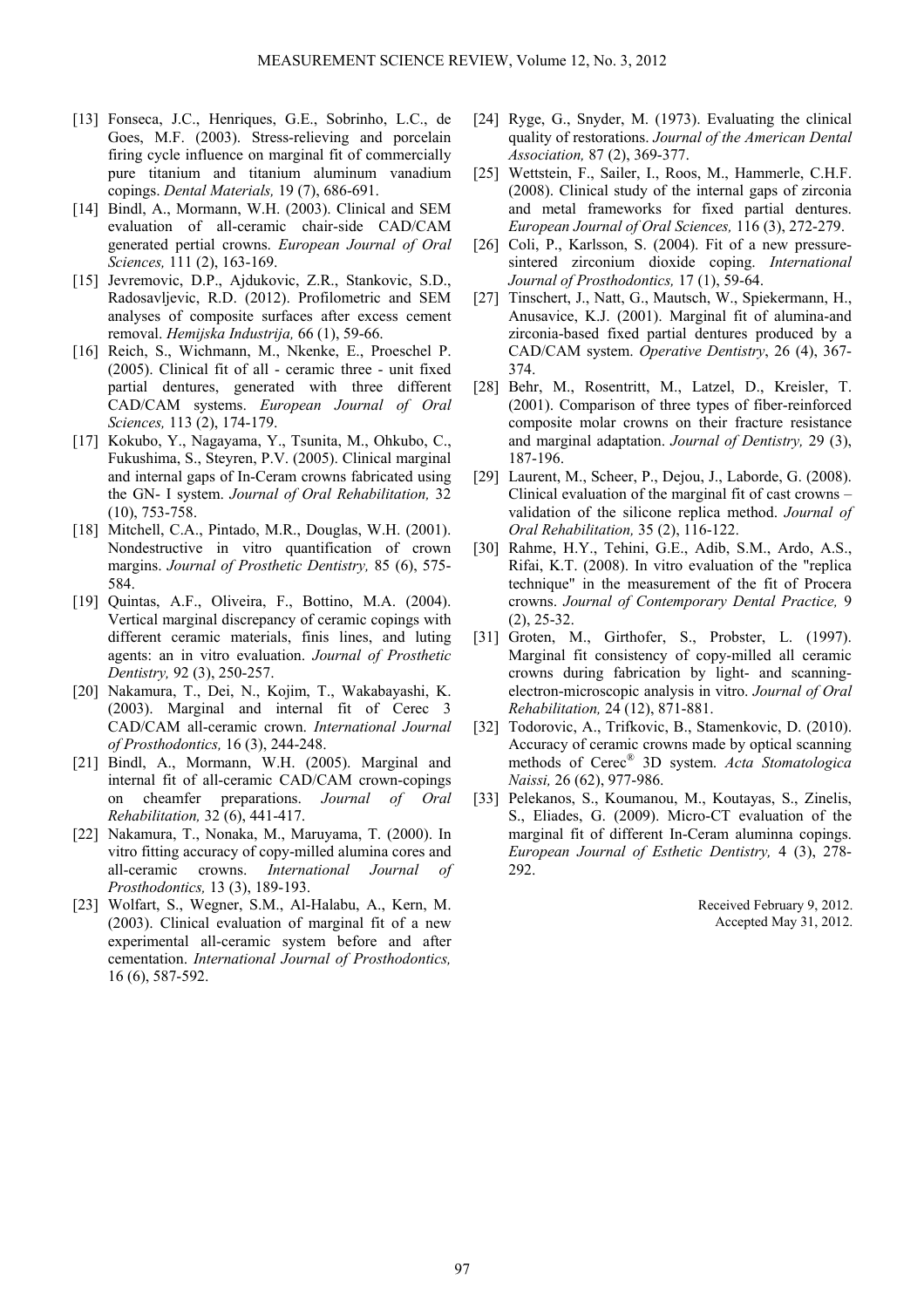[13] Fonseca, J.C., Henriques, G.E., Sobrinho, L.C., de Goes, M.F. (2003). Stress-relieving and porcelain firing cycle influence on marginal fit of commercially pure titanium and titanium aluminum vanadium copings. *Dental Materials,* 19 (7), 686-691.

[14] Bindl, A., Mormann, W.H. (2003). Clinical and SEM evaluation of all-ceramic chair-side CAD/CAM generated pertial crowns. *European Journal of Oral Sciences,* 111 (2), 163-169.

[15] Jevremovic, D.P., Ajdukovic, Z.R., Stankovic, S.D., Radosavljevic, R.D. (2012). Profilometric and SEM analyses of composite surfaces after excess cement removal. *Hemijska Industrija,* 66 (1), 59-66.

[16] Reich, S., Wichmann, M., Nkenke, E., Proeschel P. (2005). Clinical fit of all - ceramic three - unit fixed partial dentures, generated with three different CAD/CAM systems. *European Journal of Oral Sciences,* 113 (2), 174-179.

[17] Kokubo, Y., Nagayama, Y., Tsunita, M., Ohkubo, C., Fukushima, S., Steyren, P.V. (2005). Clinical marginal and internal gaps of In-Ceram crowns fabricated using the GN- I system. *Journal of Oral Rehabilitation,* 32 (10), 753-758.

[18] Mitchell, C.A., Pintado, M.R., Douglas, W.H. (2001). Nondestructive in vitro quantification of crown margins. *Journal of Prosthetic Dentistry,* 85 (6), 575-584.

[19] Quintas, A.F., Oliveira, F., Bottino, M.A. (2004). Vertical marginal discrepancy of ceramic copings with different ceramic materials, finis lines, and luting agents: an in vitro evaluation. *Journal of Prosthetic Dentistry,* 92 (3), 250-257.

[20] Nakamura, T., Dei, N., Kojim, T., Wakabayashi, K. (2003). Marginal and internal fit of Cerec 3 CAD/CAM all-ceramic crown. *International Journal of Prosthodontics,* 16 (3), 244-248.

[21] Bindl, A., Mormann, W.H. (2005). Marginal and internal fit of all-ceramic CAD/CAM crown-copings on cheamfer preparations. *Journal of Oral Rehabilitation,* 32 (6), 441-417.

[22] Nakamura, T., Nonaka, M., Maruyama, T. (2000). In vitro fitting accuracy of copy-milled alumina cores and all-ceramic crowns. *International Journal of Prosthodontics,* 13 (3), 189-193.

[23] Wolfart, S., Wegner, S.M., Al-Halabu, A., Kern, M. (2003). Clinical evaluation of marginal fit of a new experimental all-ceramic system before and after cementation. *International Journal of Prosthodontics,* 16 (6), 587-592.

[24] Ryge, G., Snyder, M. (1973). Evaluating the clinical quality of restorations. *Journal of the American Dental Association,* 87 (2), 369-377.

[25] Wettstein, F., Sailer, I., Roos, M., Hammerle, C.H.F. (2008). Clinical study of the internal gaps of zirconia and metal frameworks for fixed partial dentures. *European Journal of Oral Sciences,* 116 (3), 272-279.

[26] Coli, P., Karlsson, S. (2004). Fit of a new pressure-sintered zirconium dioxide coping. *International Journal of Prosthodontics,* 17 (1), 59-64.

[27] Tinschert, J., Natt, G., Mautsch, W., Spiekermann, H., Anusavice, K.J. (2001). Marginal fit of alumina-and zirconia-based fixed partial dentures produced by a CAD/CAM system. *Operative Dentistry*, 26 (4), 367-374.

[28] Behr, M., Rosentritt, M., Latzel, D., Kreisler, T. (2001). Comparison of three types of fiber-reinforced composite molar crowns on their fracture resistance and marginal adaptation. *Journal of Dentistry,* 29 (3), 187-196.

[29] Laurent, M., Scheer, P., Dejou, J., Laborde, G. (2008). Clinical evaluation of the marginal fit of cast crowns – validation of the silicone replica method. *Journal of Oral Rehabilitation,* 35 (2), 116-122.

[30] Rahme, H.Y., Tehini, G.E., Adib, S.M., Ardo, A.S., Rifai, K.T. (2008). In vitro evaluation of the "replica technique" in the measurement of the fit of Procera crowns. *Journal of Contemporary Dental Practice,* 9 (2), 25-32.

[31] Groten, M., Girthofer, S., Probster, L. (1997). Marginal fit consistency of copy-milled all ceramic crowns during fabrication by light- and scanning-electron-microscopic analysis in vitro. *Journal of Oral Rehabilitation,* 24 (12), 871-881.

[32] Todorovic, A., Trifkovic, B., Stamenkovic, D. (2010). Accuracy of ceramic crowns made by optical scanning methods of Cerec® 3D system. *Acta Stomatologica Naissi,* 26 (62), 977-986.

[33] Pelekanos, S., Koumanou, M., Koutayas, S., Zinelis, S., Eliades, G. (2009). Micro-CT evaluation of the marginal fit of different In-Ceram aluminna copings. *European Journal of Esthetic Dentistry,* 4 (3), 278-292.

Received February 9, 2012.
Accepted May 31, 2012.